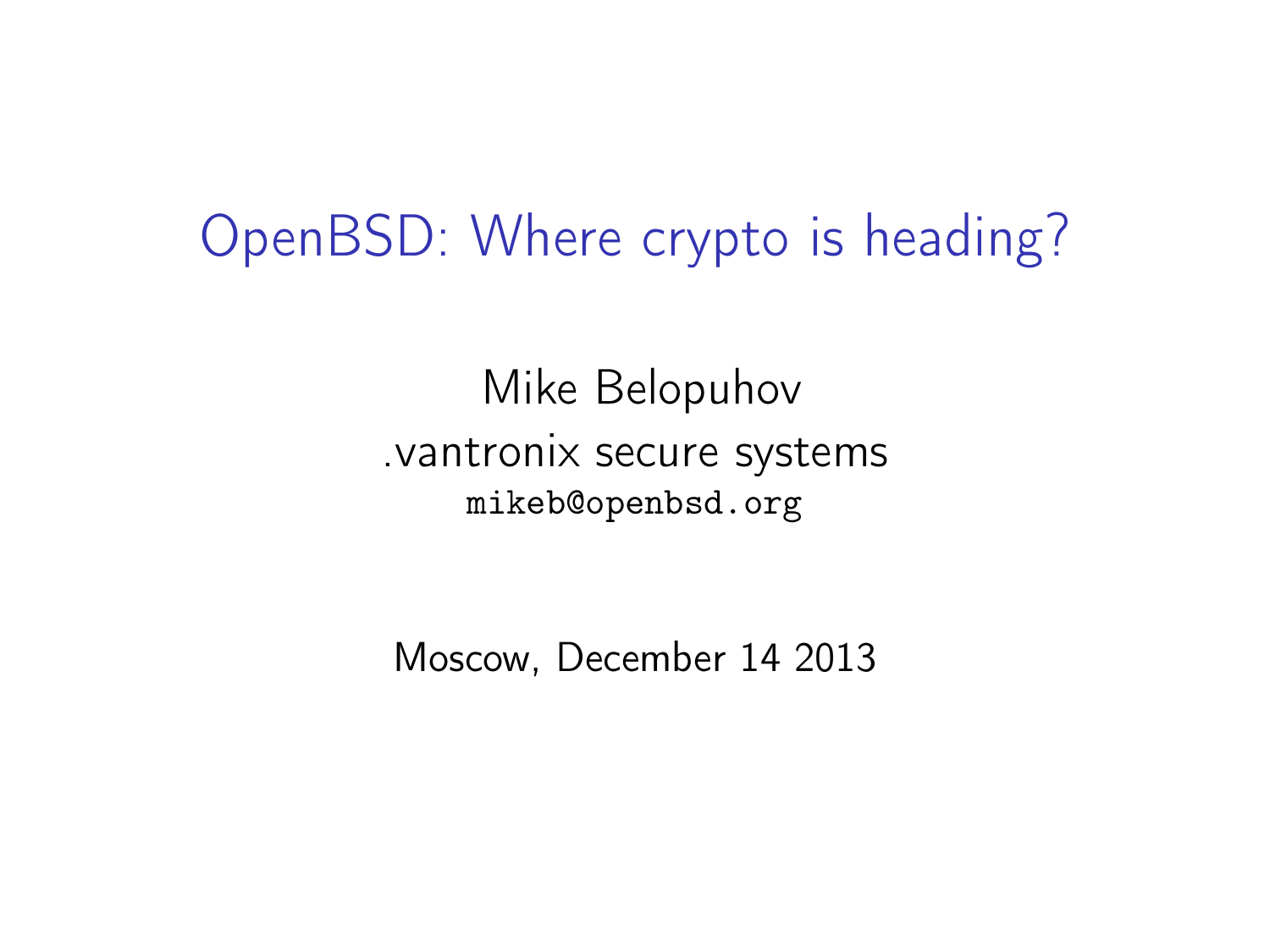# OpenBSD: Where crypto is heading?

Mike Belopuhov

.vantronix secure systems

`mikeb@openbsd.org`

Moscow, December 14 2013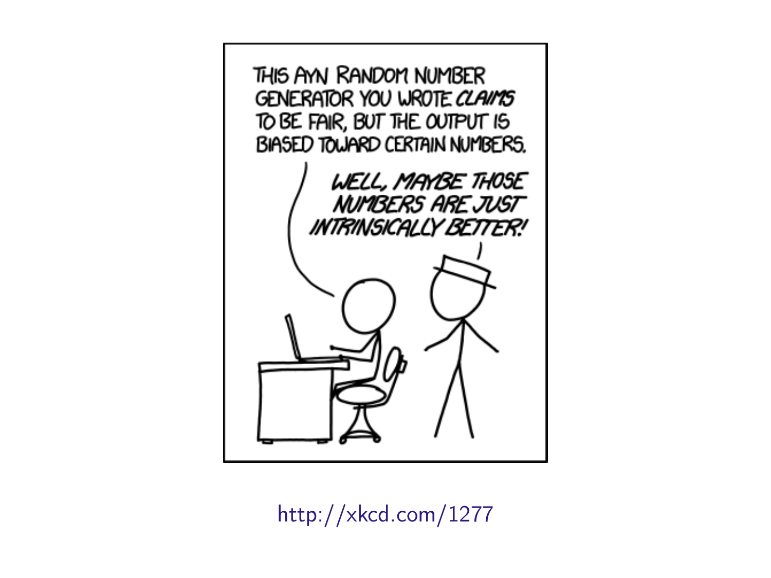THIS AYN RANDOM NUMBER GENERATOR YOU WROTE *CLAIMS* TO BE FAIR, BUT THE OUTPUT IS BIASED TOWARD CERTAIN NUMBERS.

*WELL, MAYBE THOSE NUMBERS ARE JUST INTRINSICALLY BETTER!*

http://xkcd.com/1277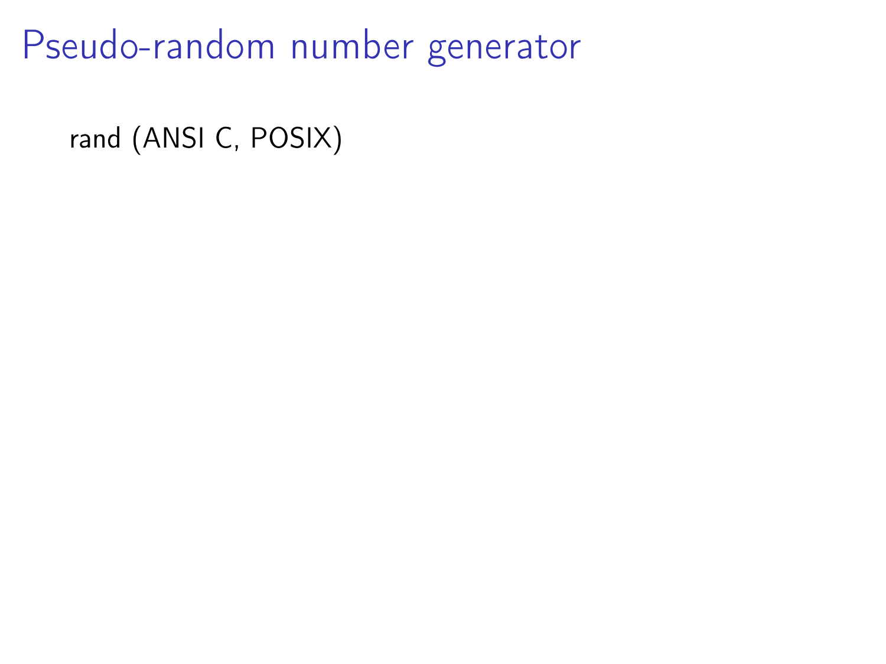# Pseudo-random number generator

rand (ANSI C, POSIX)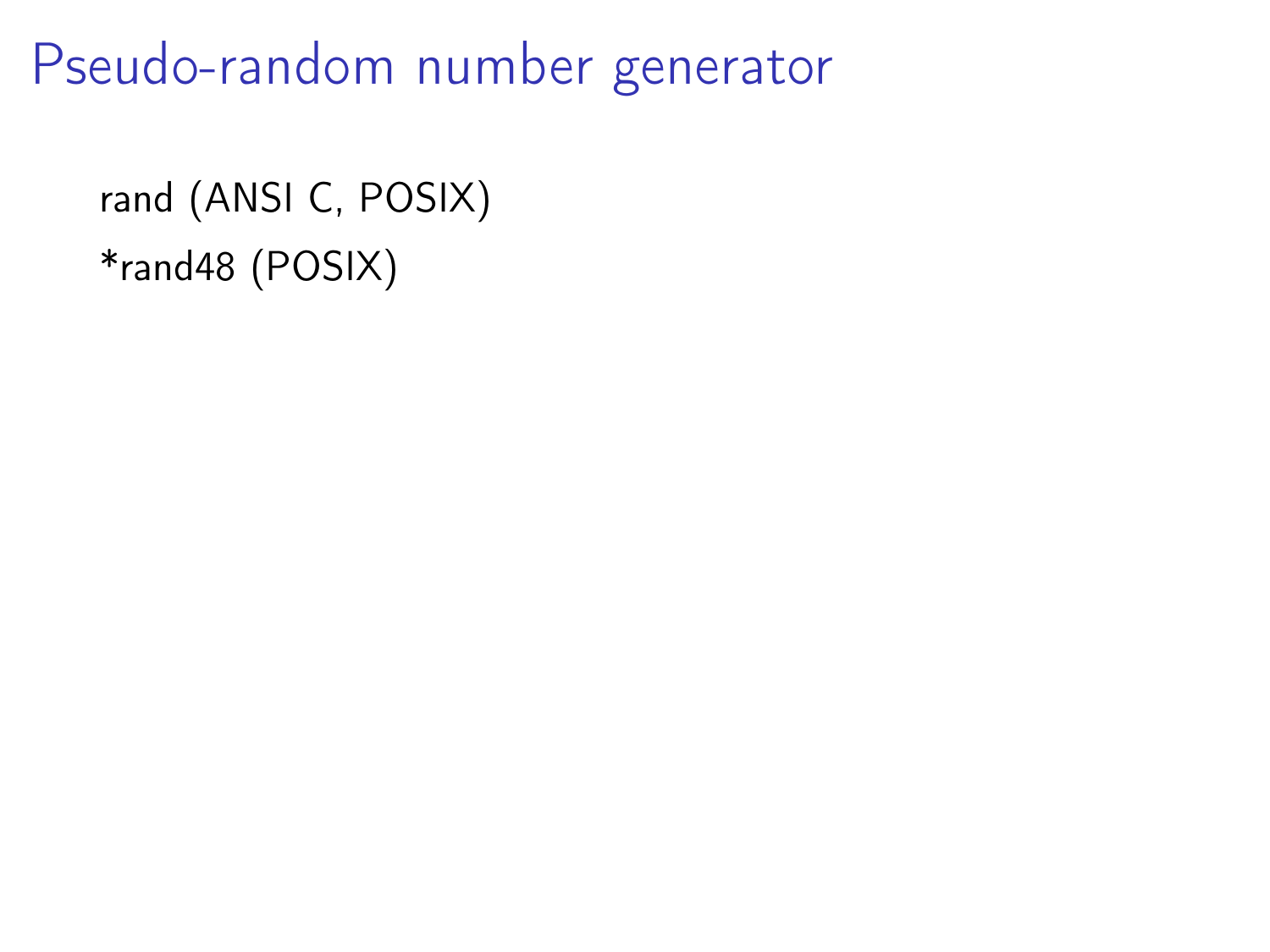# Pseudo-random number generator

rand (ANSI C, POSIX)

*rand48 (POSIX)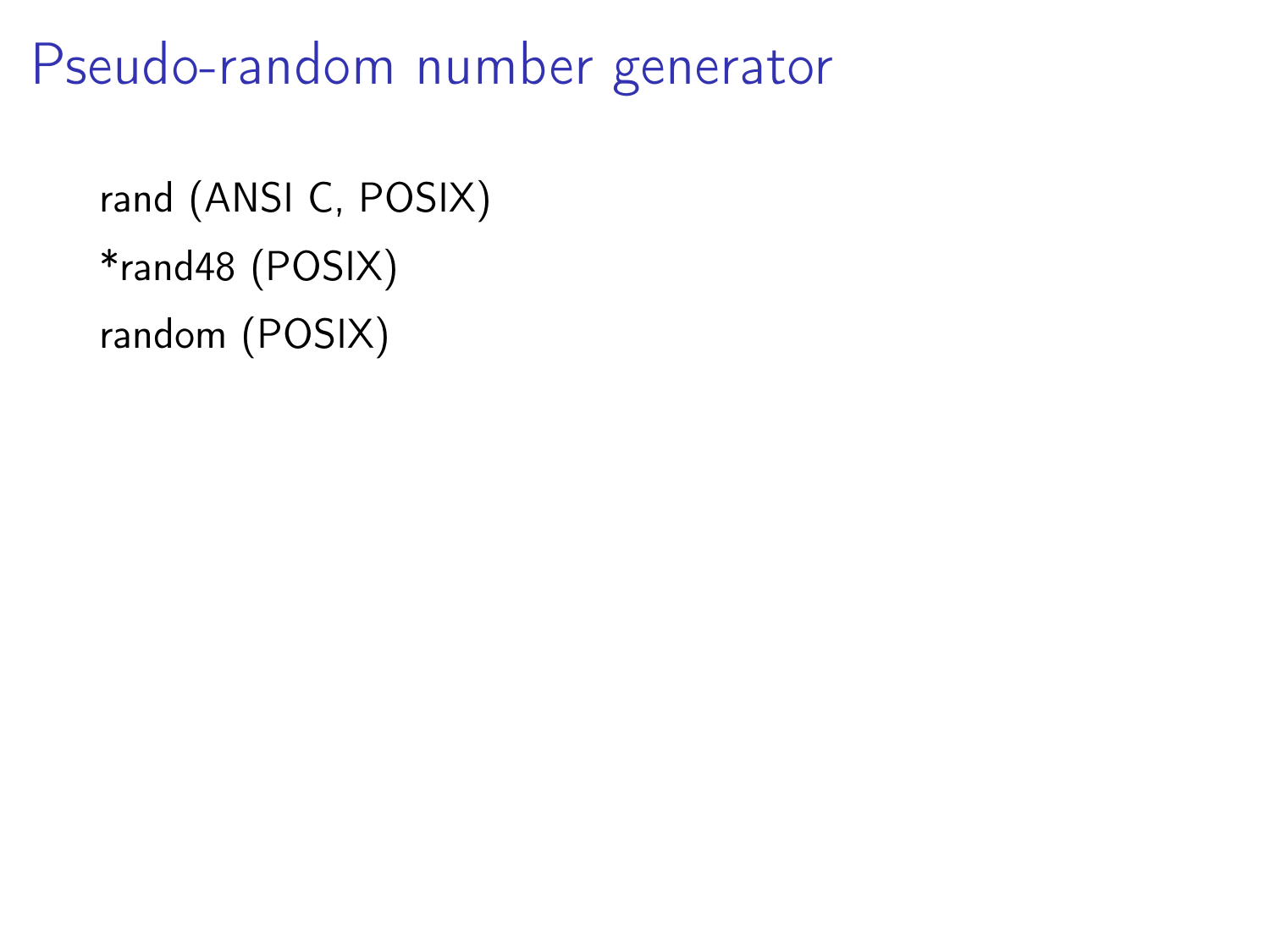# Pseudo-random number generator

rand (ANSI C, POSIX)

*rand48 (POSIX)

random (POSIX)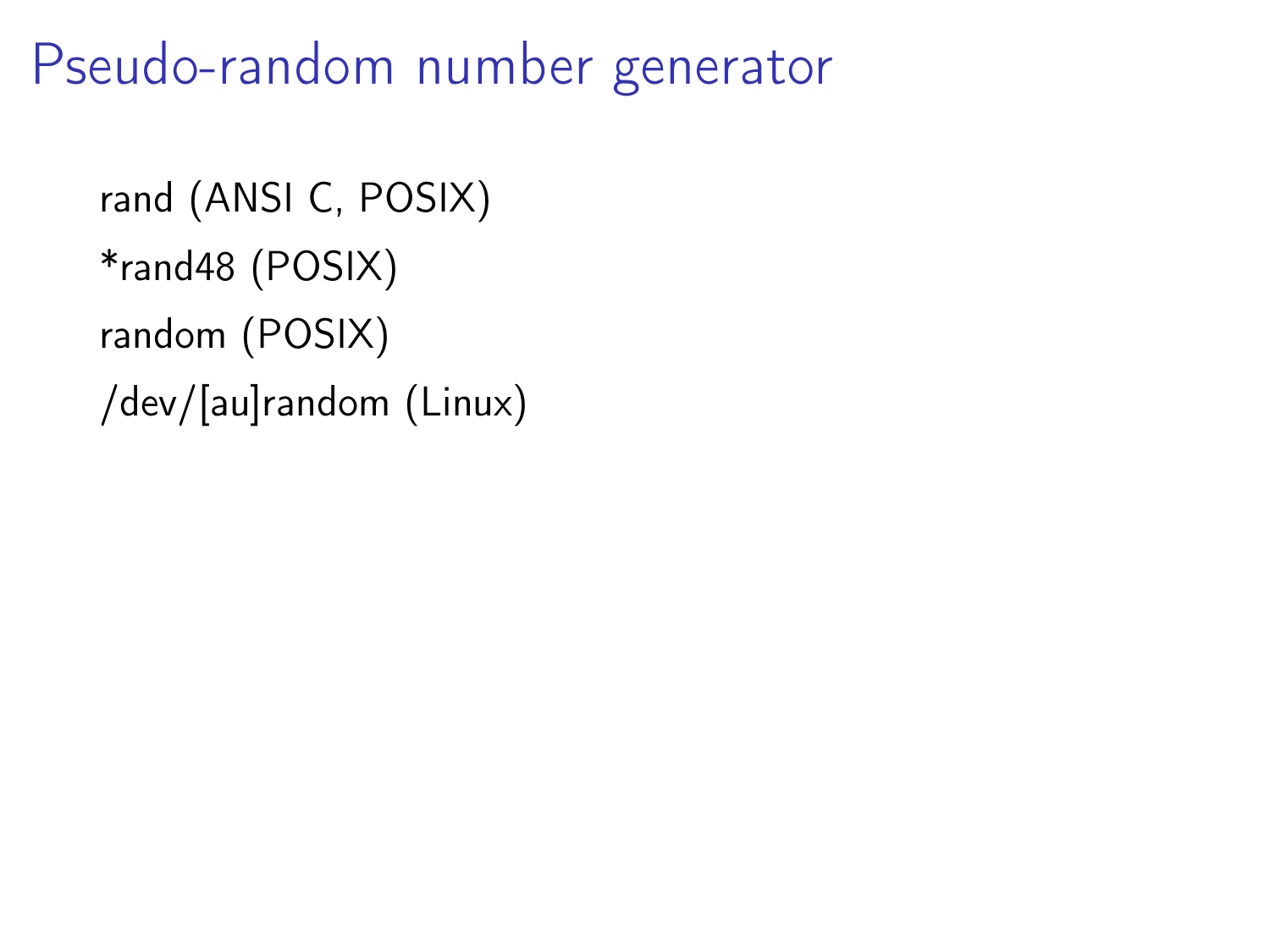# Pseudo-random number generator

rand (ANSI C, POSIX)

*rand48 (POSIX)

random (POSIX)

/dev/[au]random (Linux)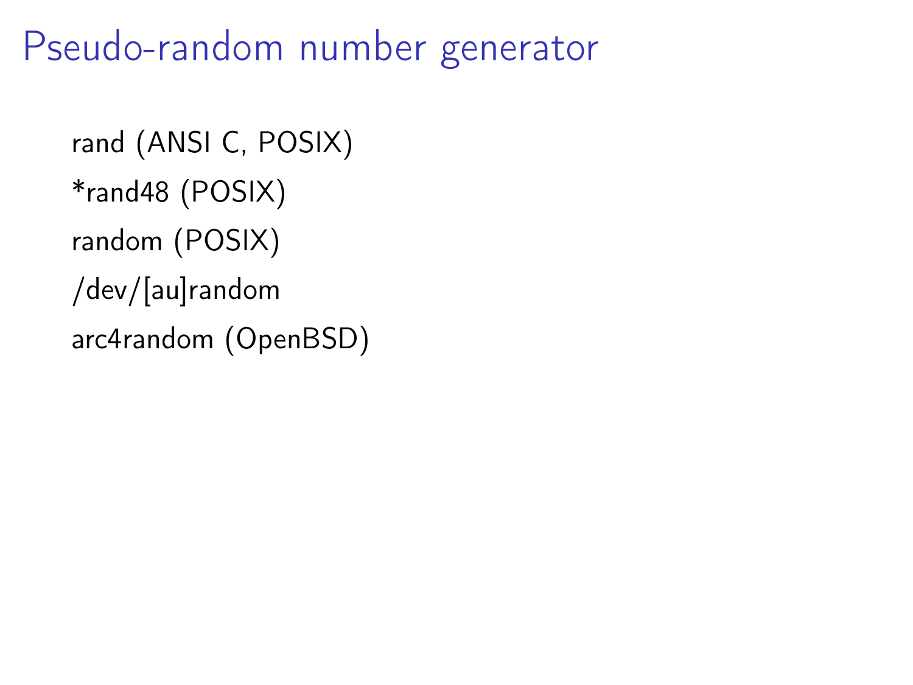# Pseudo-random number generator

rand (ANSI C, POSIX)

*rand48 (POSIX)

random (POSIX)

/dev/[au]random

arc4random (OpenBSD)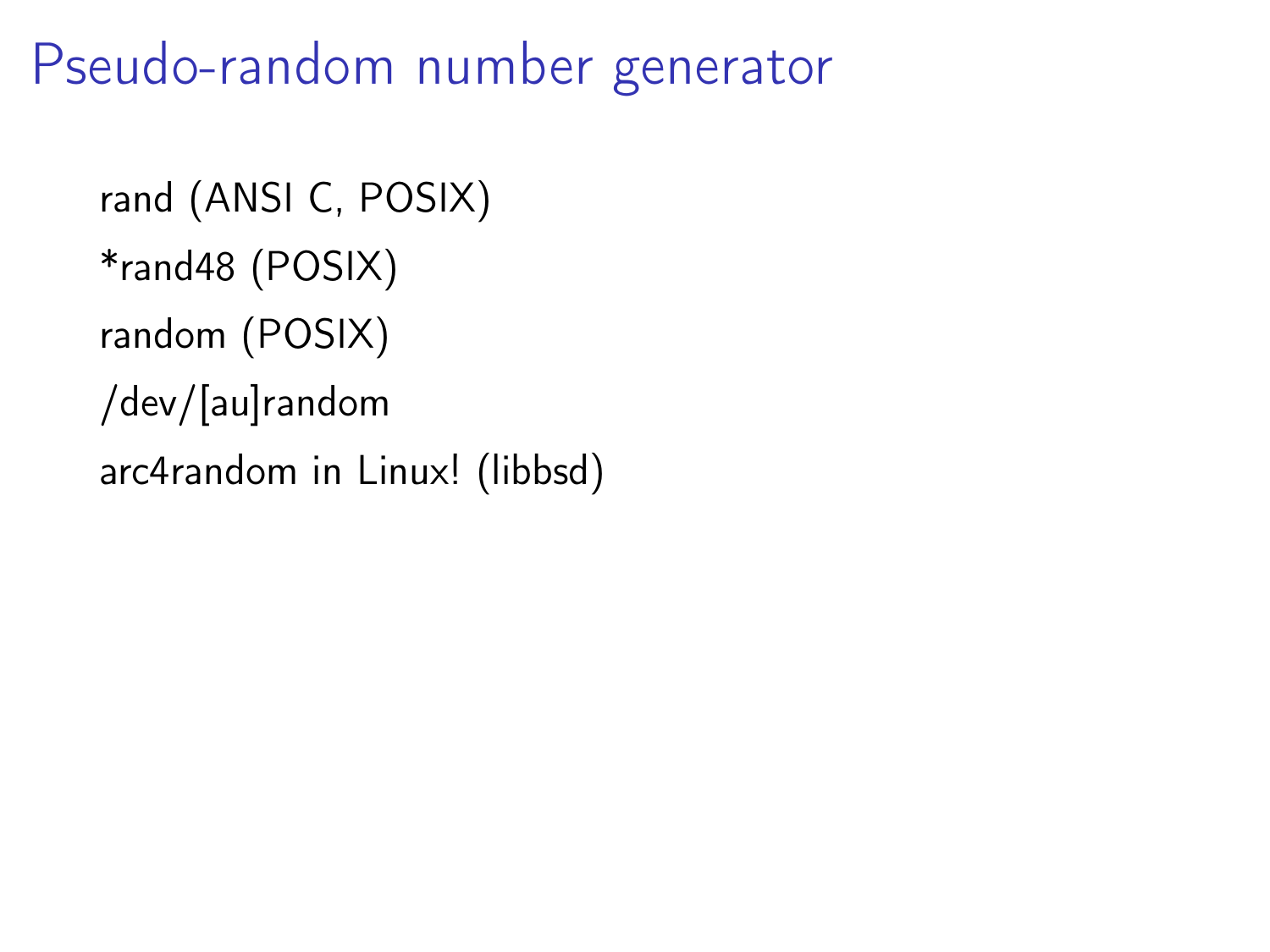# Pseudo-random number generator

rand (ANSI C, POSIX)

*rand48 (POSIX)

random (POSIX)

/dev/[au]random

arc4random in Linux! (libbsd)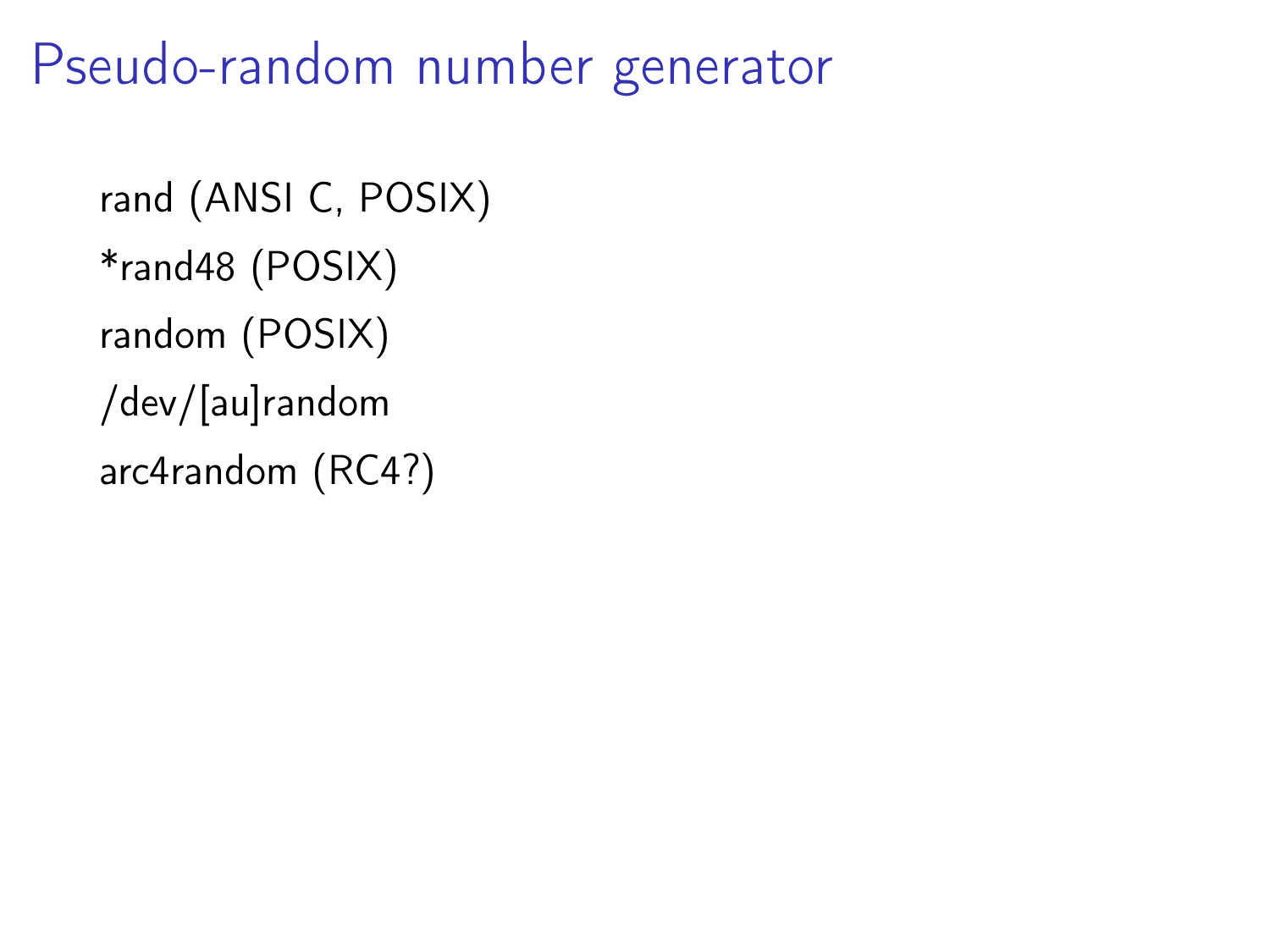# Pseudo-random number generator

- rand (ANSI C, POSIX)
- *rand48 (POSIX)
- random (POSIX)
- /dev/[au]random
- arc4random (RC4?)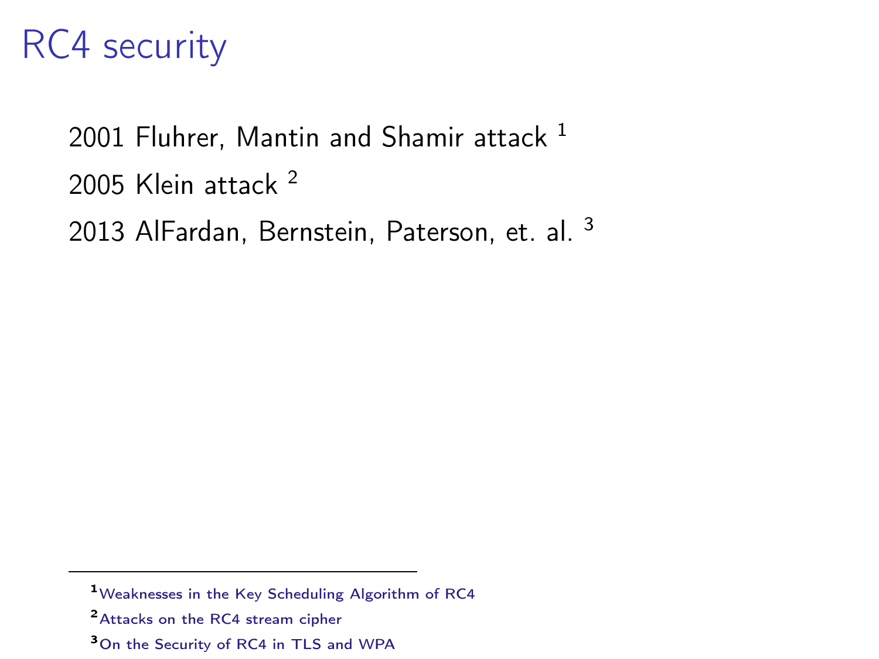# RC4 security

2001 Fluhrer, Mantin and Shamir attack [1]

2005 Klein attack [2]

2013 AlFardan, Bernstein, Paterson, et. al. [3]

---

[1] Weaknesses in the Key Scheduling Algorithm of RC4

[2] Attacks on the RC4 stream cipher

[3] On the Security of RC4 in TLS and WPA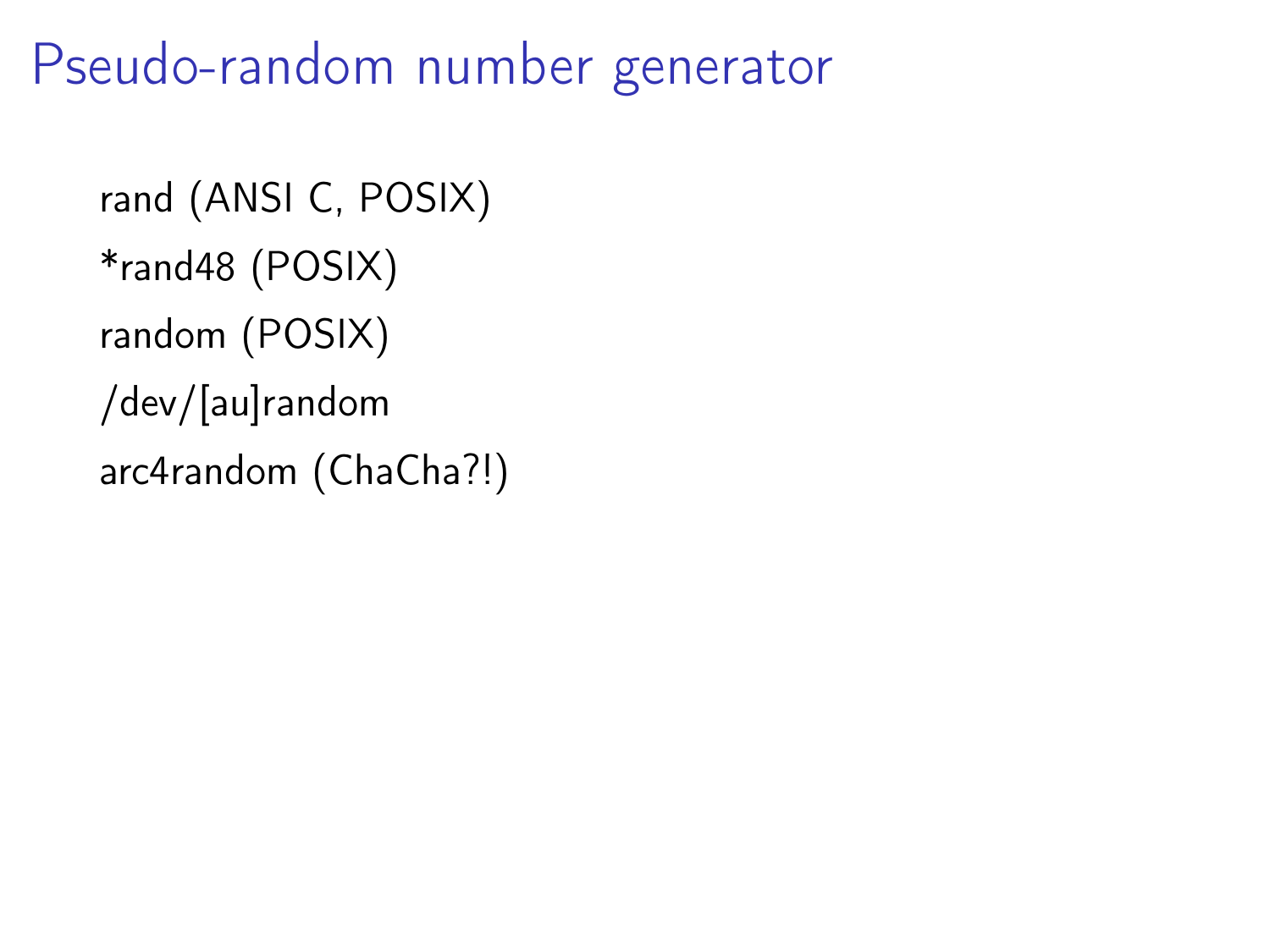# Pseudo-random number generator

rand (ANSI C, POSIX)

*rand48 (POSIX)

random (POSIX)

/dev/[au]random

arc4random (ChaCha?!)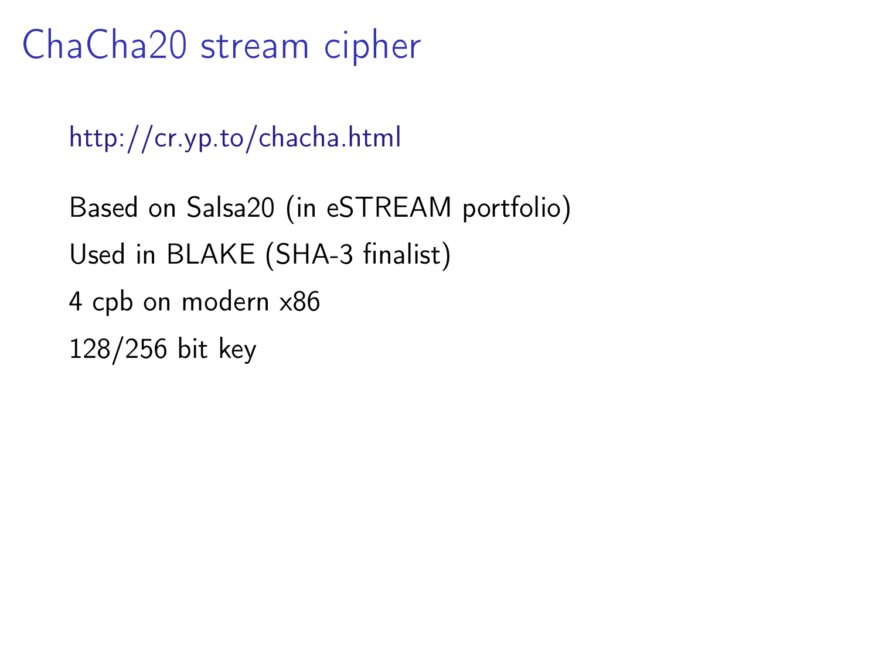# ChaCha20 stream cipher

http://cr.yp.to/chacha.html

Based on Salsa20 (in eSTREAM portfolio)

Used in BLAKE (SHA-3 finalist)

4 cpb on modern x86

128/256 bit key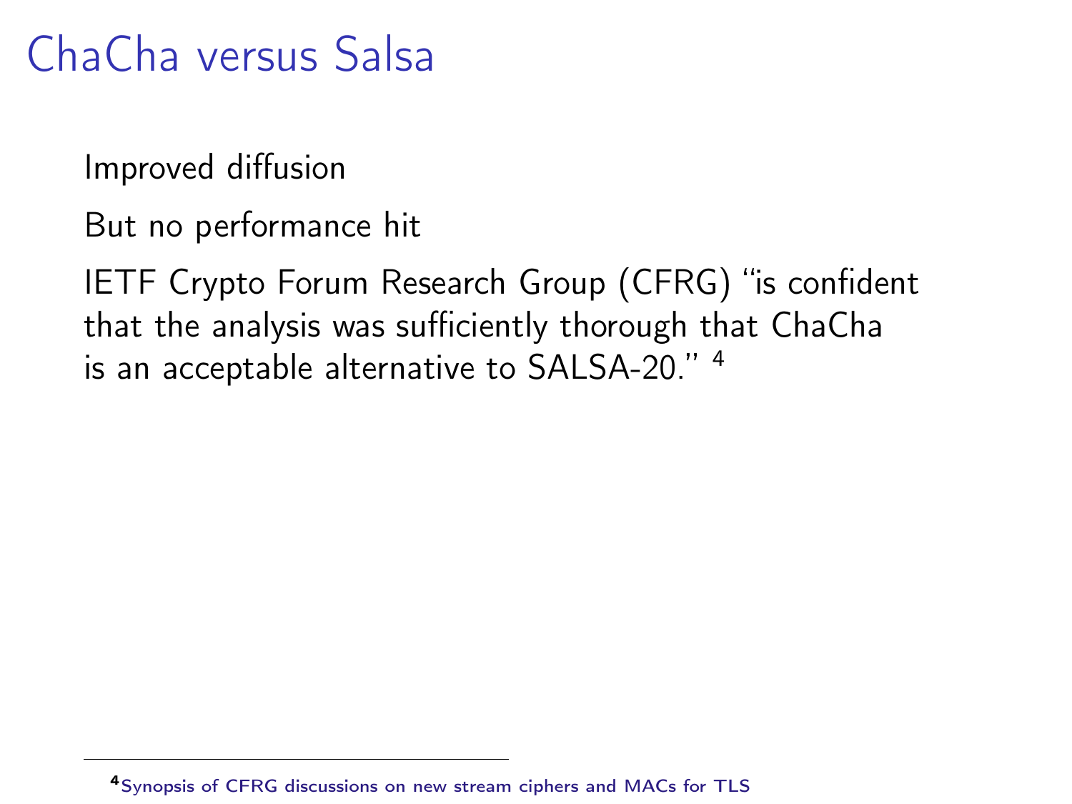# ChaCha versus Salsa

Improved diffusion

But no performance hit

IETF Crypto Forum Research Group (CFRG) "is confident that the analysis was sufficiently thorough that ChaCha is an acceptable alternative to SALSA-20." [4]

---

[4] Synopsis of CFRG discussions on new stream ciphers and MACs for TLS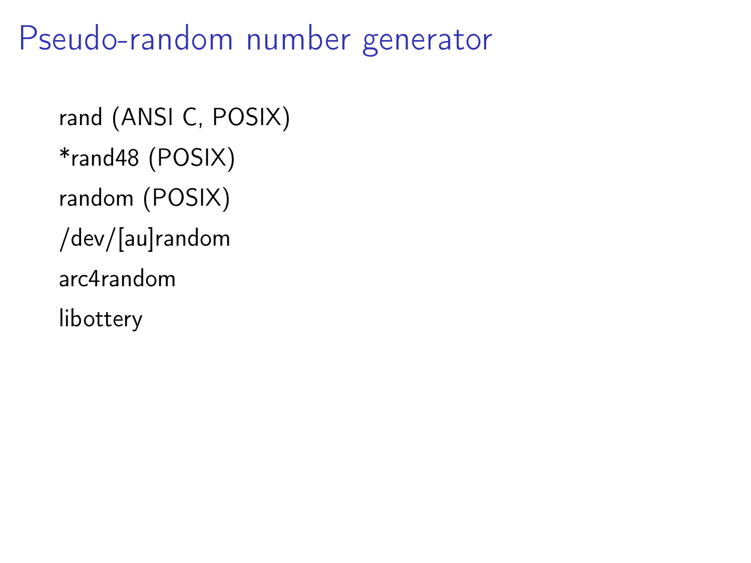# Pseudo-random number generator

rand (ANSI C, POSIX)

*rand48 (POSIX)

random (POSIX)

/dev/[au]random

arc4random

libottery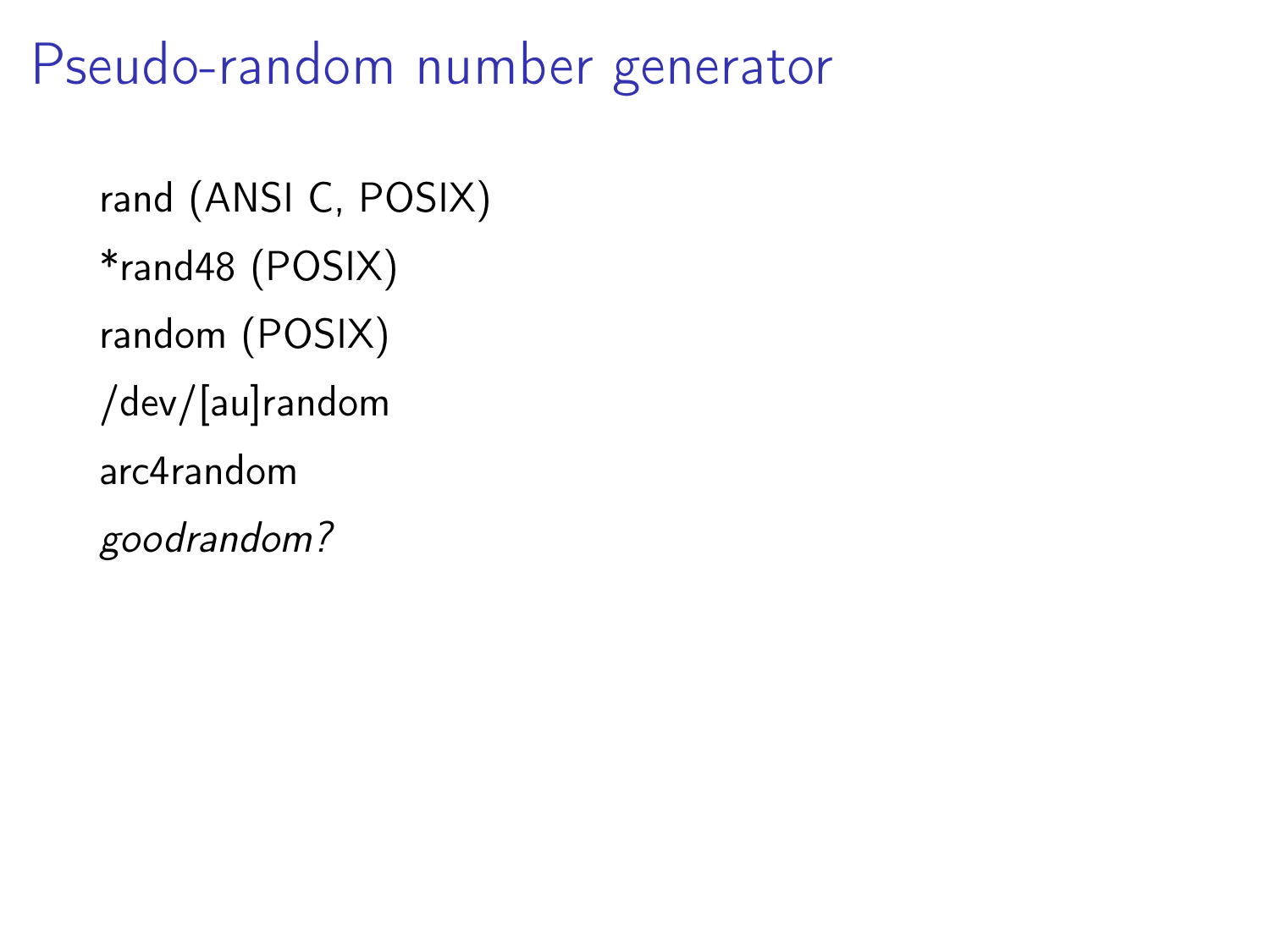# Pseudo-random number generator

rand (ANSI C, POSIX)

*rand48 (POSIX)

random (POSIX)

/dev/[au]random

arc4random

*goodrandom?*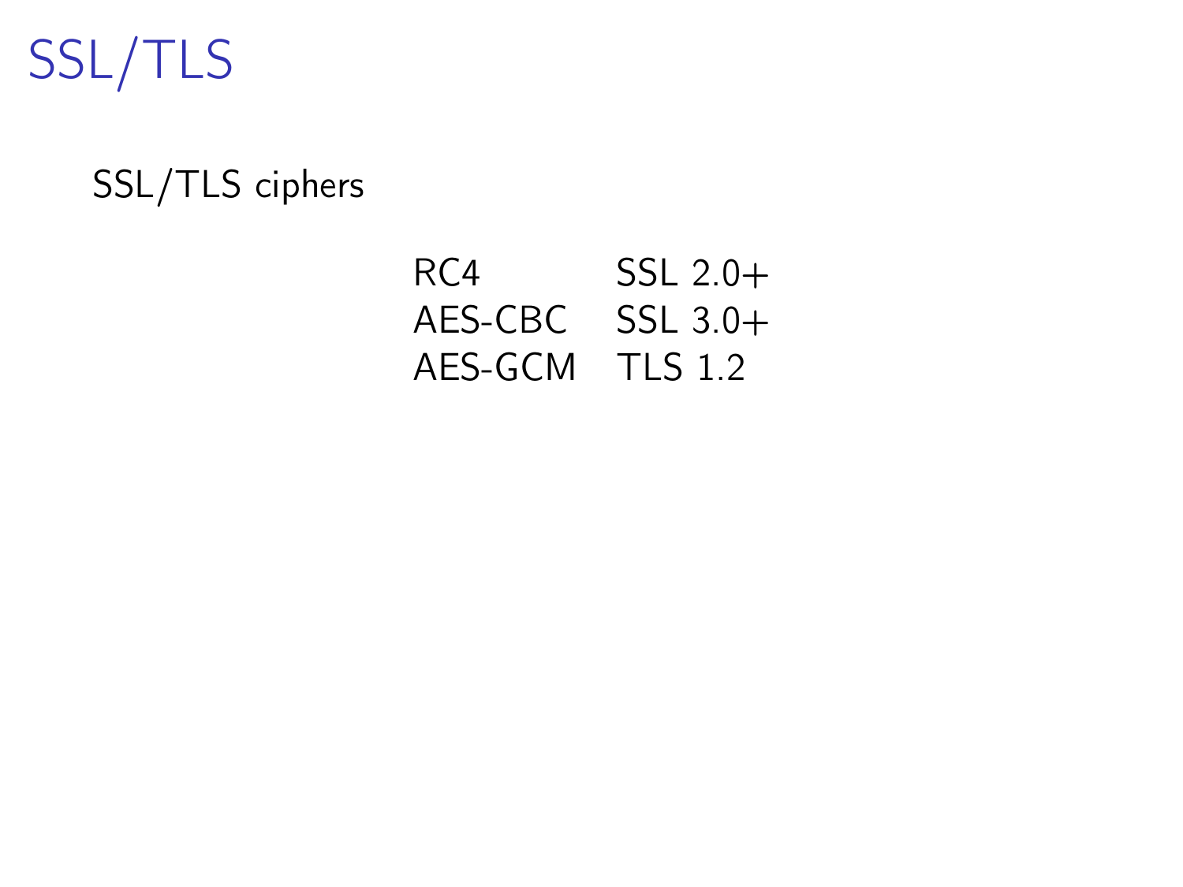# SSL/TLS

SSL/TLS ciphers

| | |
|---|---|
| RC4 | SSL 2.0+ |
| AES-CBC | SSL 3.0+ |
| AES-GCM | TLS 1.2 |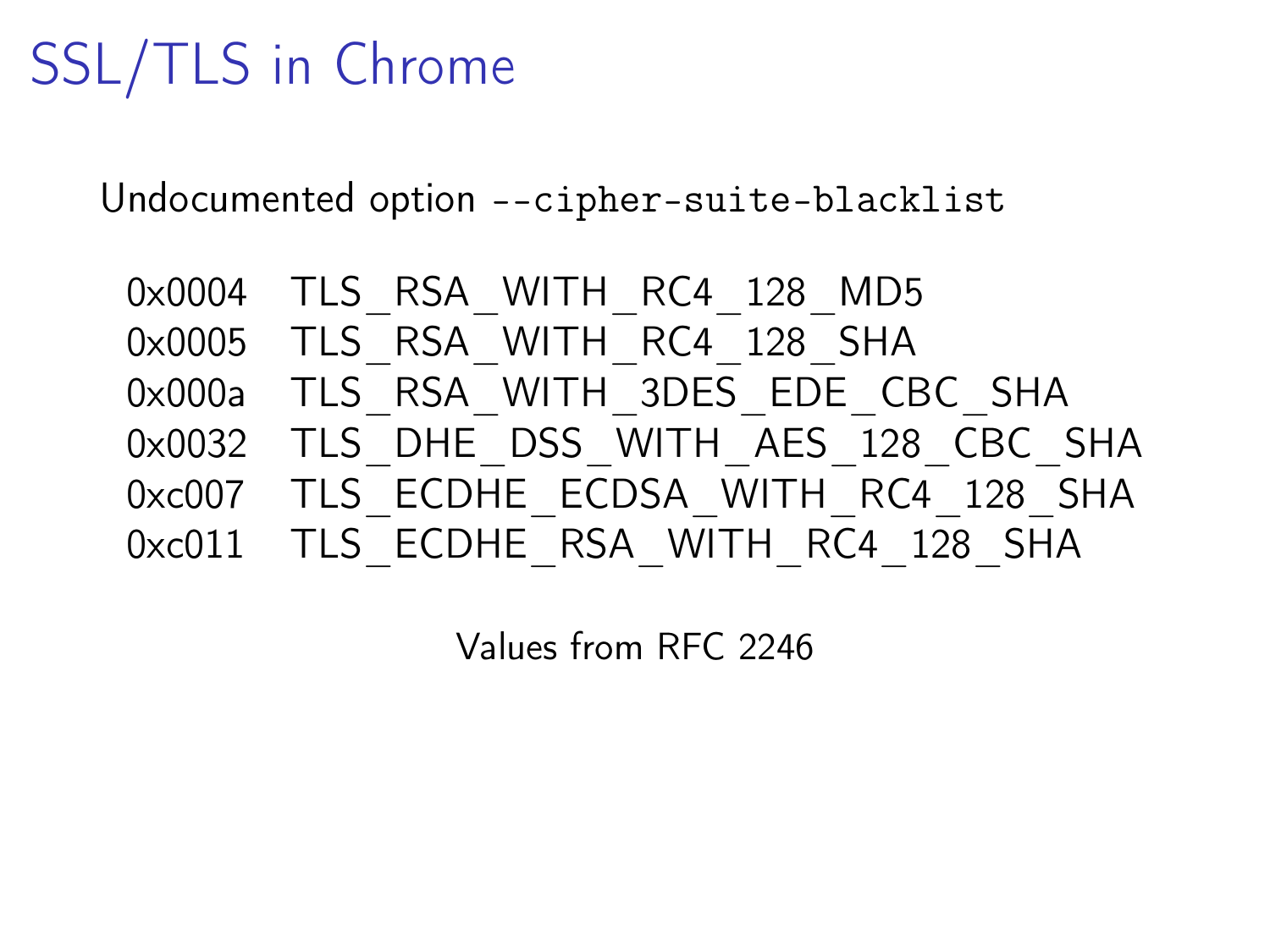# SSL/TLS in Chrome

Undocumented option `--cipher-suite-blacklist`

| | |
|---|---|
| 0x0004 | TLS_RSA_WITH_RC4_128_MD5 |
| 0x0005 | TLS_RSA_WITH_RC4_128_SHA |
| 0x000a | TLS_RSA_WITH_3DES_EDE_CBC_SHA |
| 0x0032 | TLS_DHE_DSS_WITH_AES_128_CBC_SHA |
| 0xc007 | TLS_ECDHE_ECDSA_WITH_RC4_128_SHA |
| 0xc011 | TLS_ECDHE_RSA_WITH_RC4_128_SHA |

Values from RFC 2246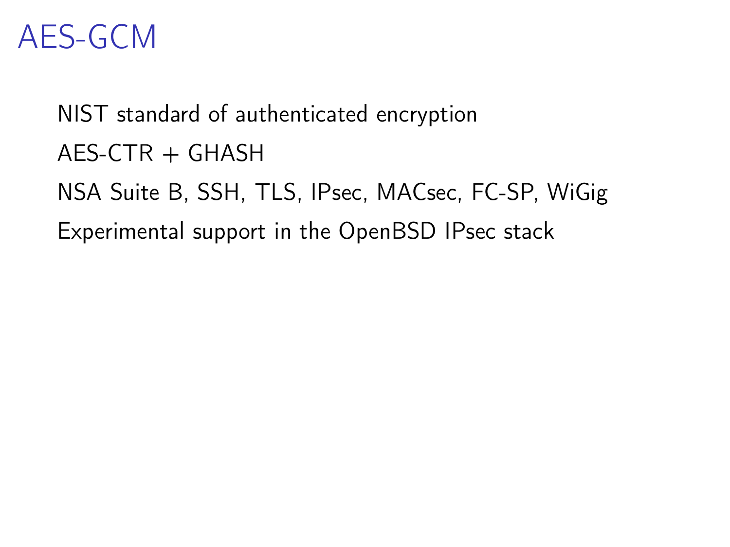# AES-GCM

NIST standard of authenticated encryption

AES-CTR + GHASH

NSA Suite B, SSH, TLS, IPsec, MACsec, FC-SP, WiGig

Experimental support in the OpenBSD IPsec stack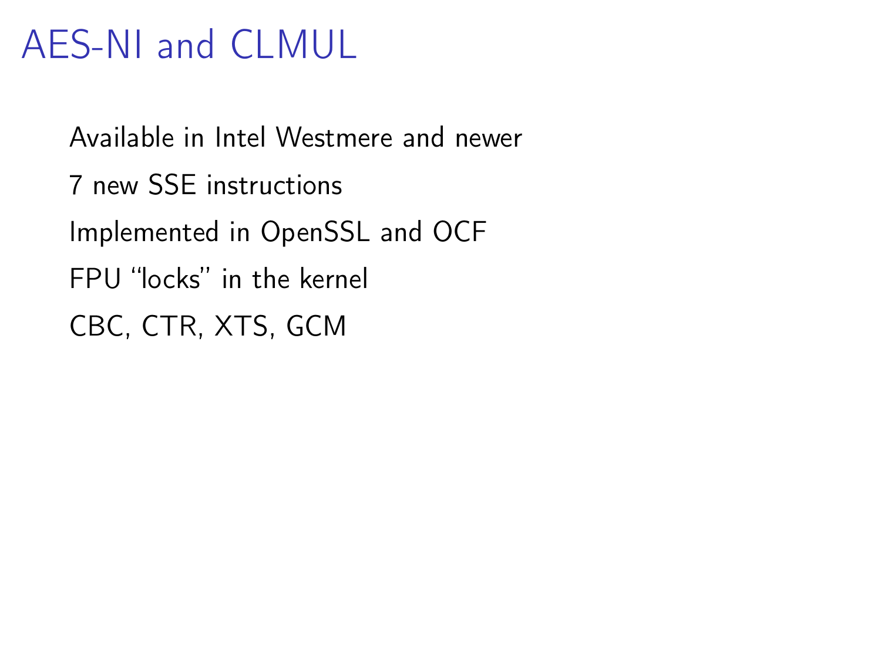# AES-NI and CLMUL

Available in Intel Westmere and newer

7 new SSE instructions

Implemented in OpenSSL and OCF

FPU “locks” in the kernel

CBC, CTR, XTS, GCM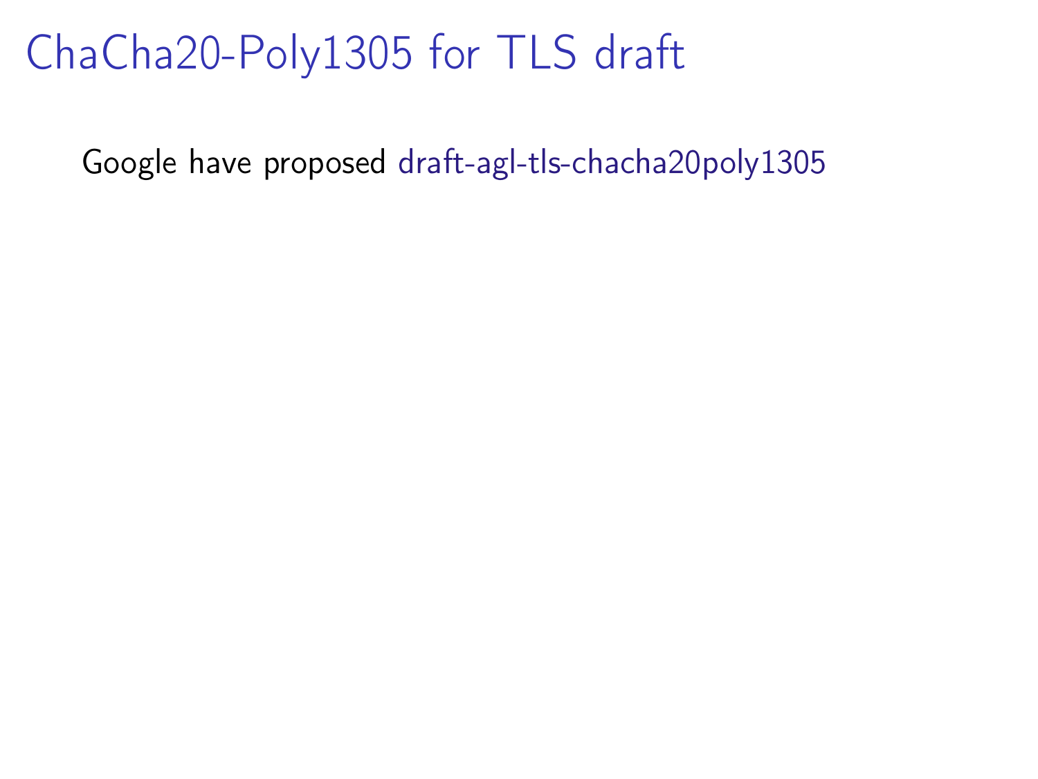# ChaCha20-Poly1305 for TLS draft

Google have proposed draft-agl-tls-chacha20poly1305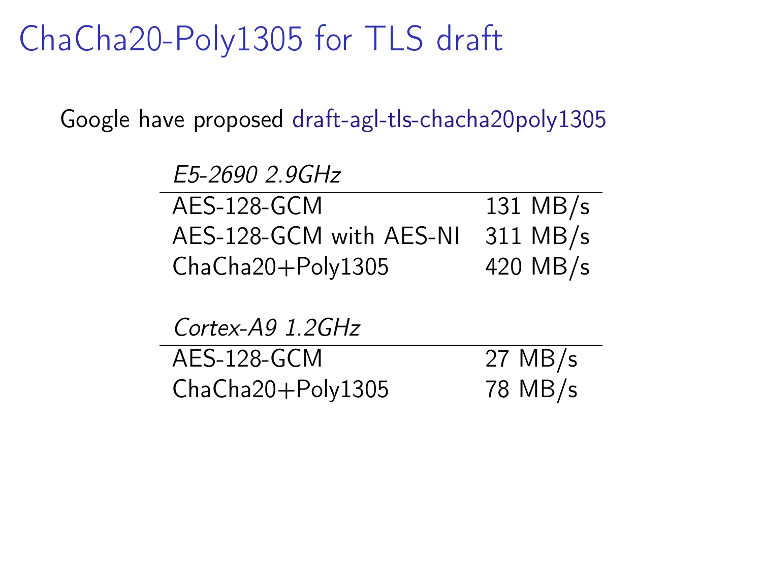# ChaCha20-Poly1305 for TLS draft

Google have proposed draft-agl-tls-chacha20poly1305

| *E5-2690 2.9GHz* | |
|---|---|
| AES-128-GCM | 131 MB/s |
| AES-128-GCM with AES-NI | 311 MB/s |
| ChaCha20+Poly1305 | 420 MB/s |

| *Cortex-A9 1.2GHz* | |
|---|---|
| AES-128-GCM | 27 MB/s |
| ChaCha20+Poly1305 | 78 MB/s |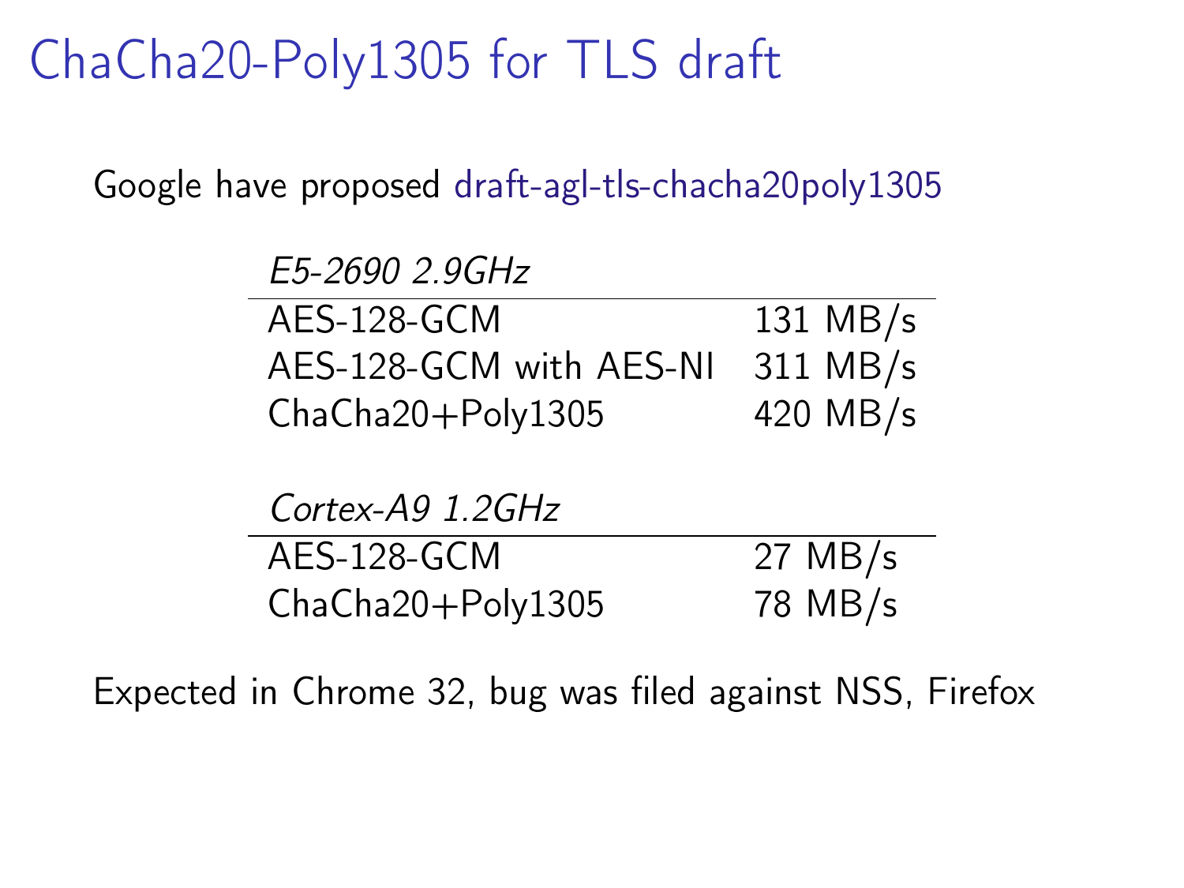# ChaCha20-Poly1305 for TLS draft

Google have proposed draft-agl-tls-chacha20poly1305

| *E5-2690 2.9GHz* | |
|---|---|
| AES-128-GCM | 131 MB/s |
| AES-128-GCM with AES-NI | 311 MB/s |
| ChaCha20+Poly1305 | 420 MB/s |

| *Cortex-A9 1.2GHz* | |
|---|---|
| AES-128-GCM | 27 MB/s |
| ChaCha20+Poly1305 | 78 MB/s |

Expected in Chrome 32, bug was filed against NSS, Firefox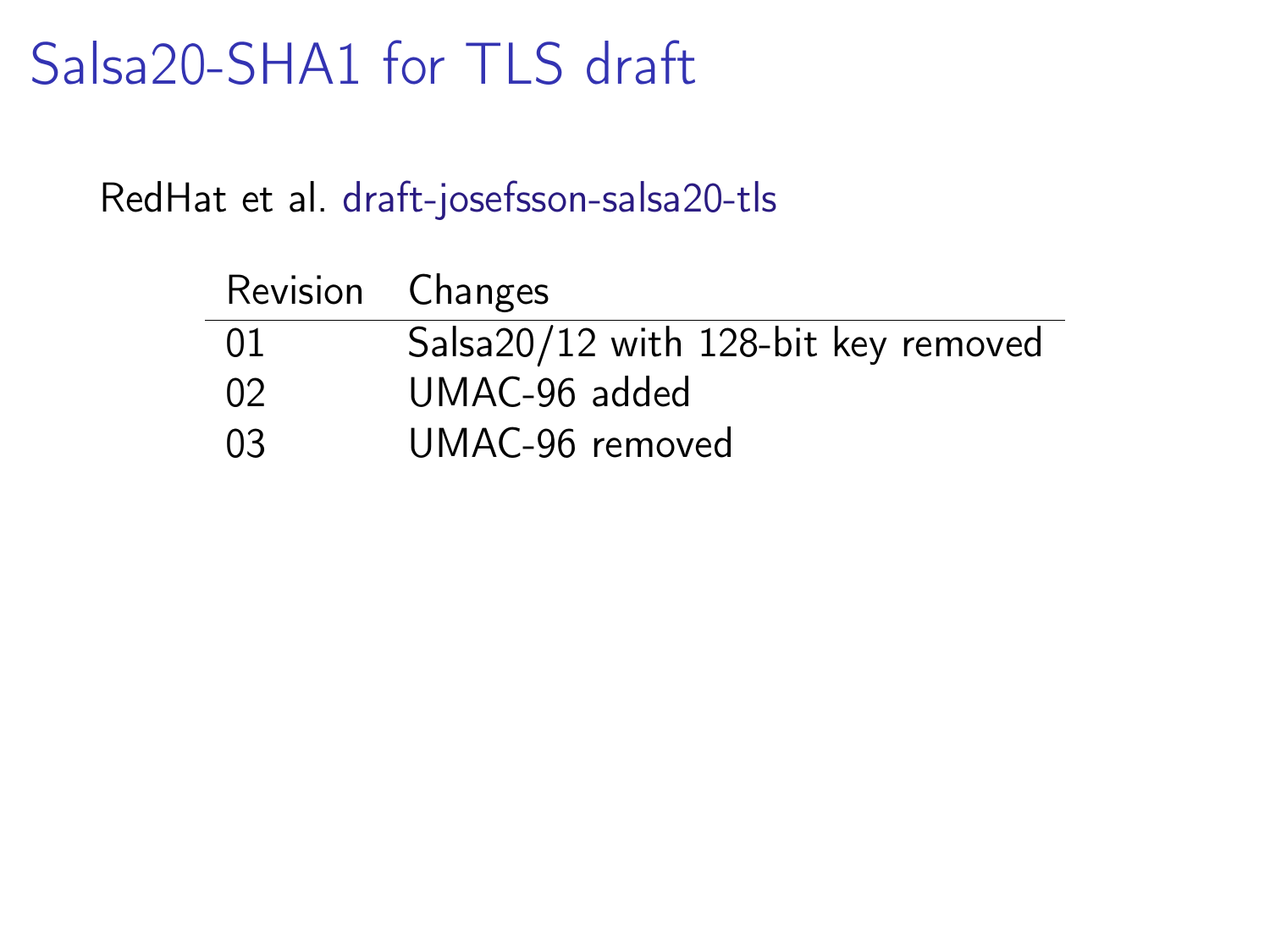# Salsa20-SHA1 for TLS draft

RedHat et al. draft-josefsson-salsa20-tls

| Revision | Changes |
| --- | --- |
| 01 | Salsa20/12 with 128-bit key removed |
| 02 | UMAC-96 added |
| 03 | UMAC-96 removed |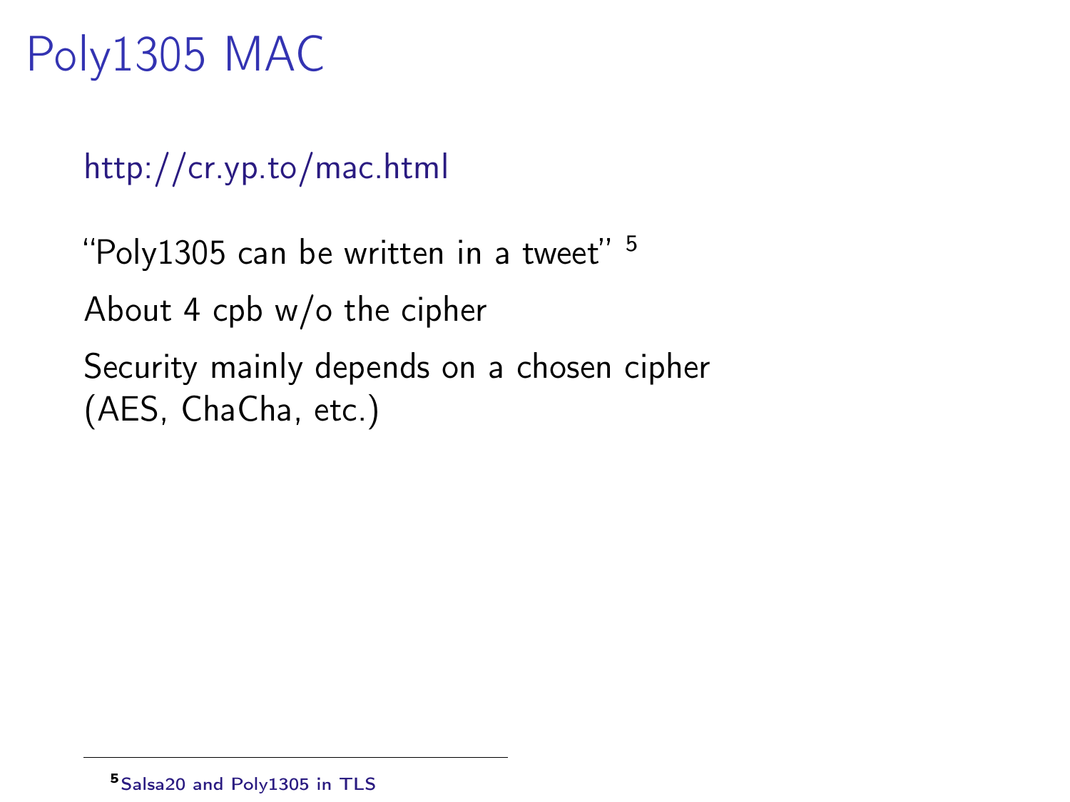# Poly1305 MAC

http://cr.yp.to/mac.html

"Poly1305 can be written in a tweet" [5]

About 4 cpb w/o the cipher

Security mainly depends on a chosen cipher (AES, ChaCha, etc.)

[5] Salsa20 and Poly1305 in TLS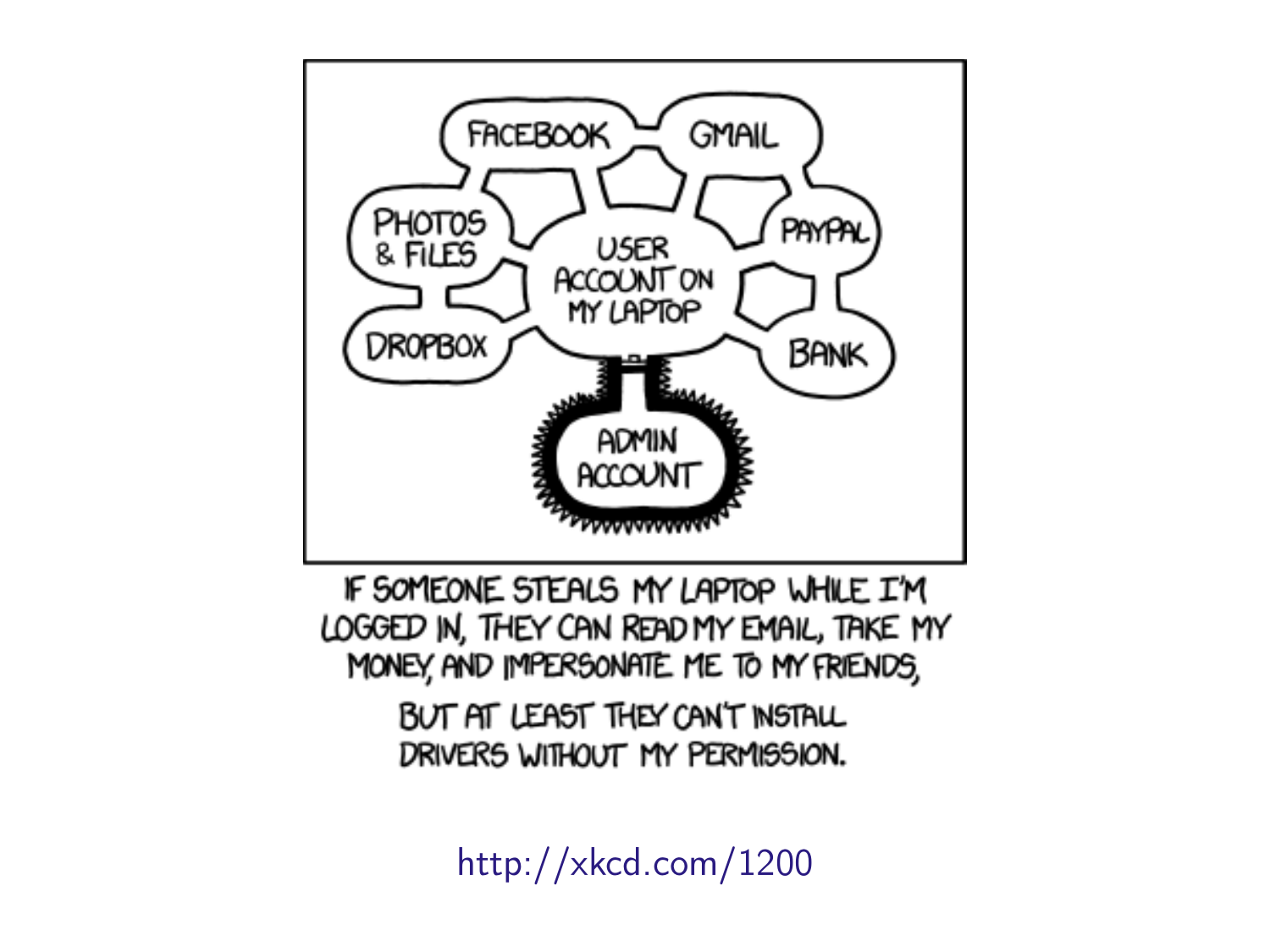IF SOMEONE STEALS MY LAPTOP WHILE I'M LOGGED IN, THEY CAN READ MY EMAIL, TAKE MY MONEY, AND IMPERSONATE ME TO MY FRIENDS,

BUT AT LEAST THEY CAN'T INSTALL DRIVERS WITHOUT MY PERMISSION.

http://xkcd.com/1200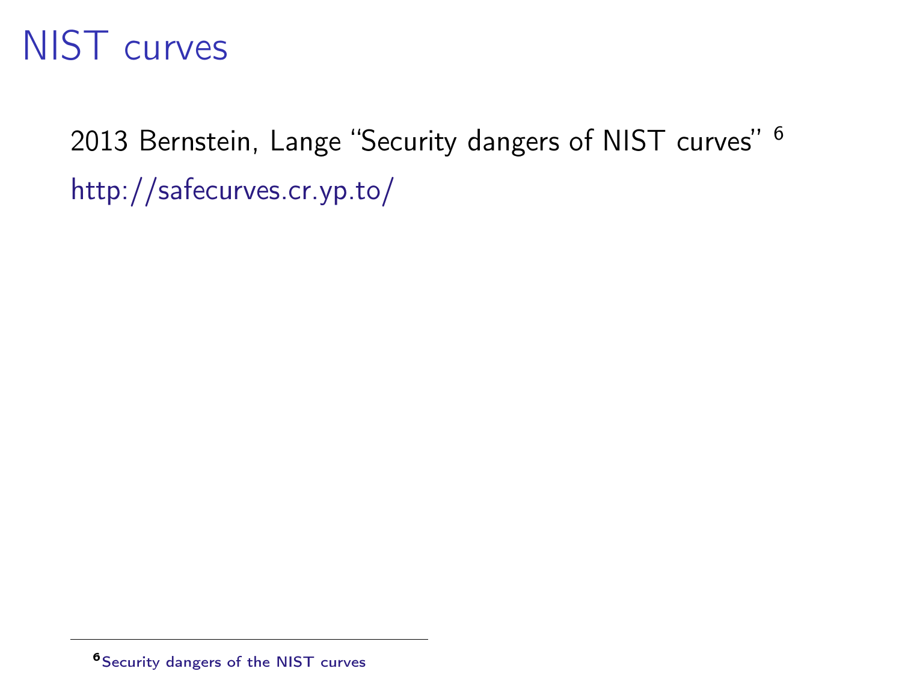# NIST curves

2013 Bernstein, Lange "Security dangers of NIST curves" [6]

http://safecurves.cr.yp.to/

[6] Security dangers of the NIST curves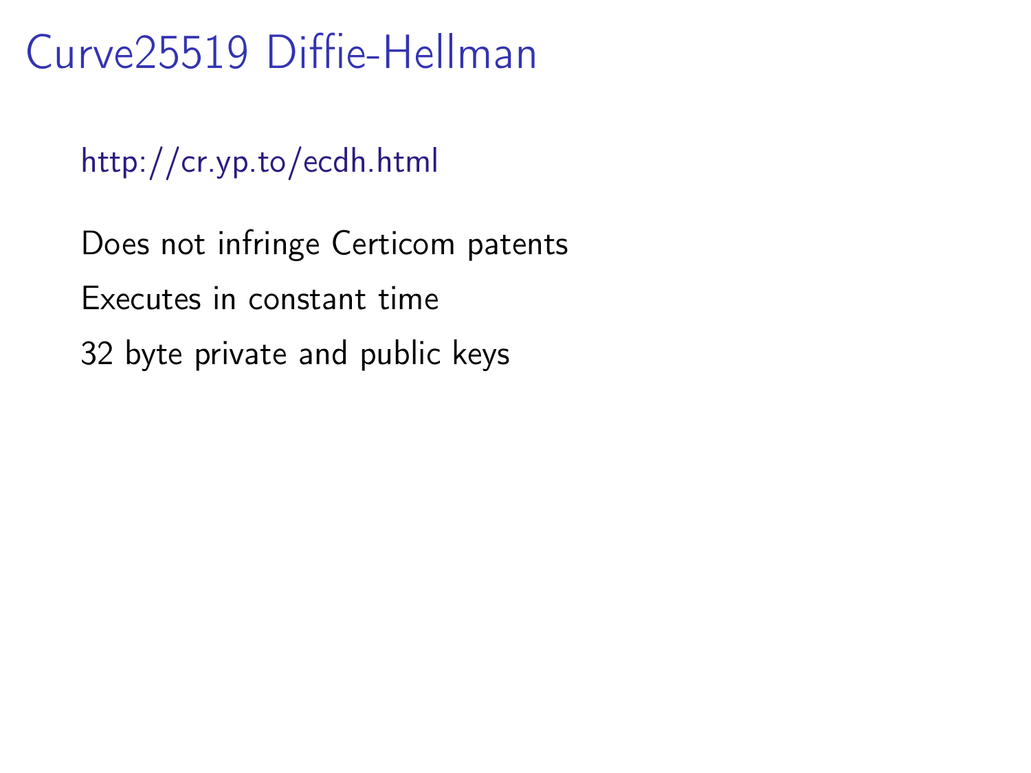# Curve25519 Diffie-Hellman

http://cr.yp.to/ecdh.html

Does not infringe Certicom patents

Executes in constant time

32 byte private and public keys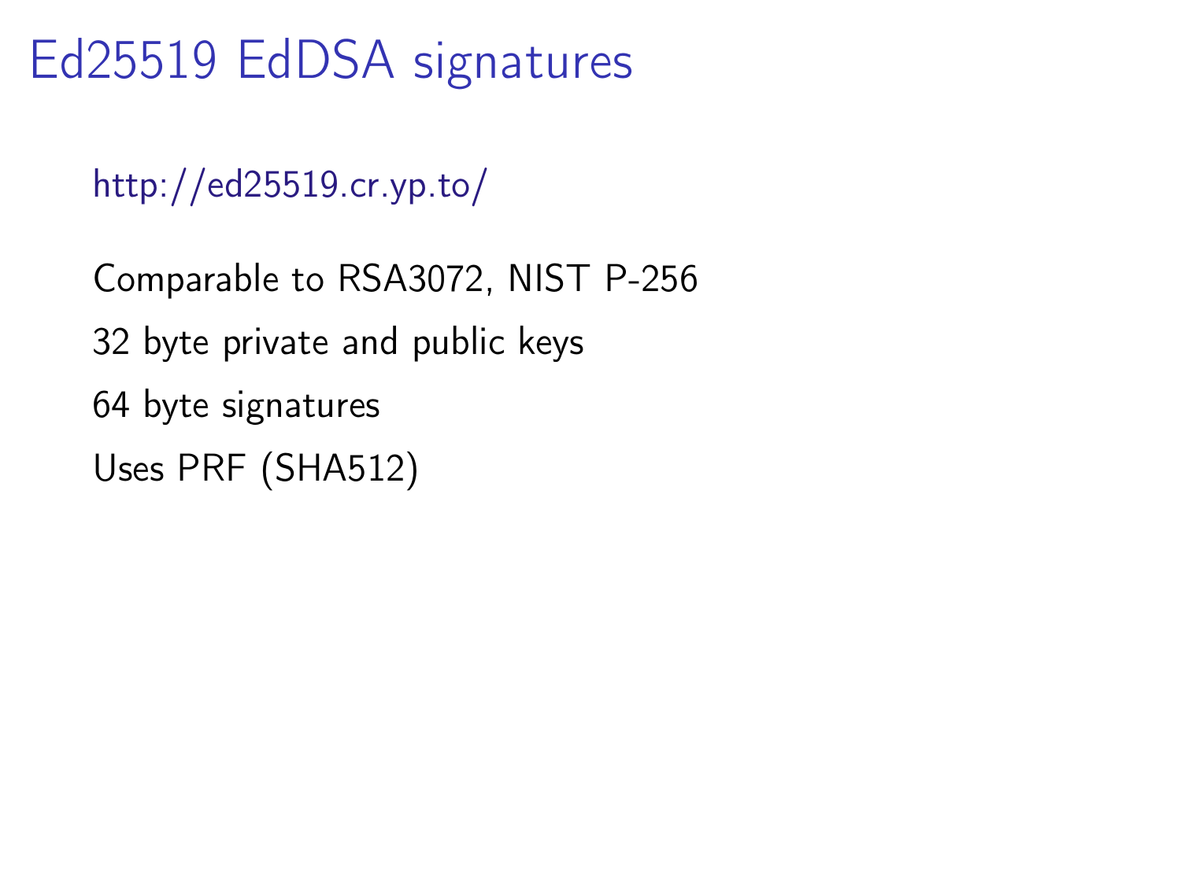# Ed25519 EdDSA signatures

http://ed25519.cr.yp.to/

Comparable to RSA3072, NIST P-256

32 byte private and public keys

64 byte signatures

Uses PRF (SHA512)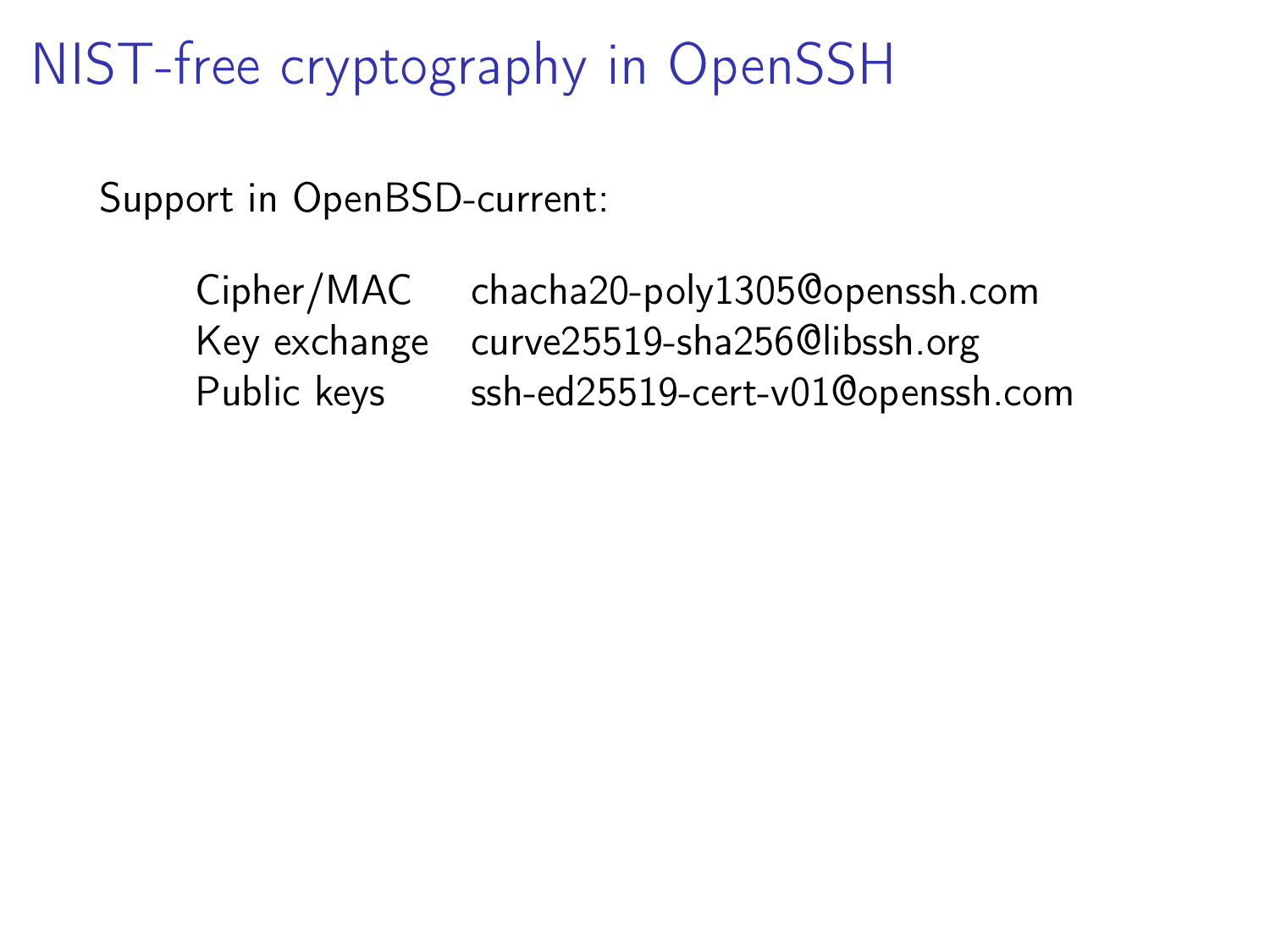# NIST-free cryptography in OpenSSH

Support in OpenBSD-current:

| | |
|---|---|
| Cipher/MAC | chacha20-poly1305@openssh.com |
| Key exchange | curve25519-sha256@libssh.org |
| Public keys | ssh-ed25519-cert-v01@openssh.com |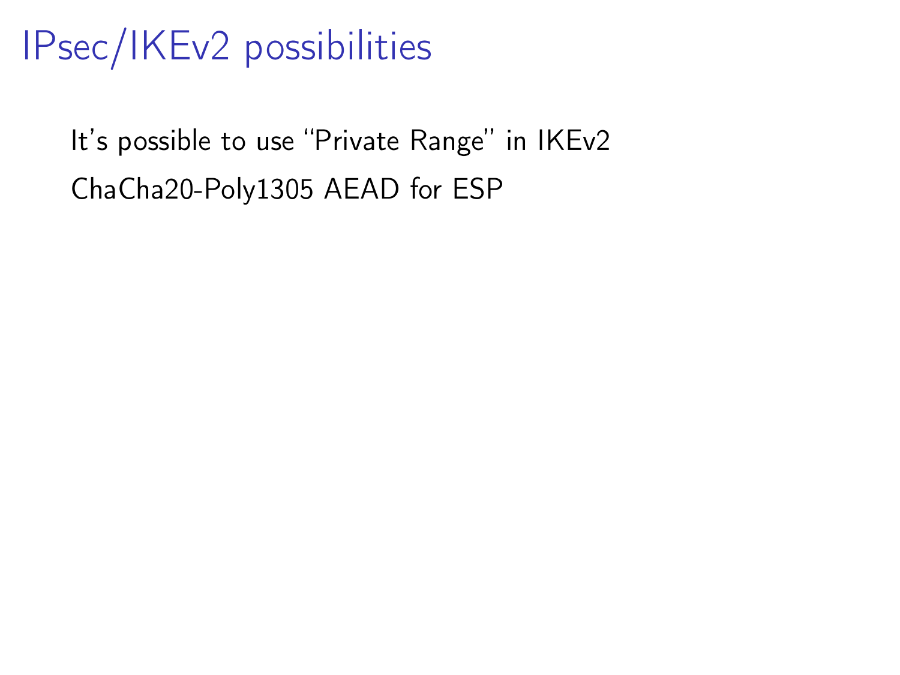# IPsec/IKEv2 possibilities

It's possible to use "Private Range" in IKEv2

ChaCha20-Poly1305 AEAD for ESP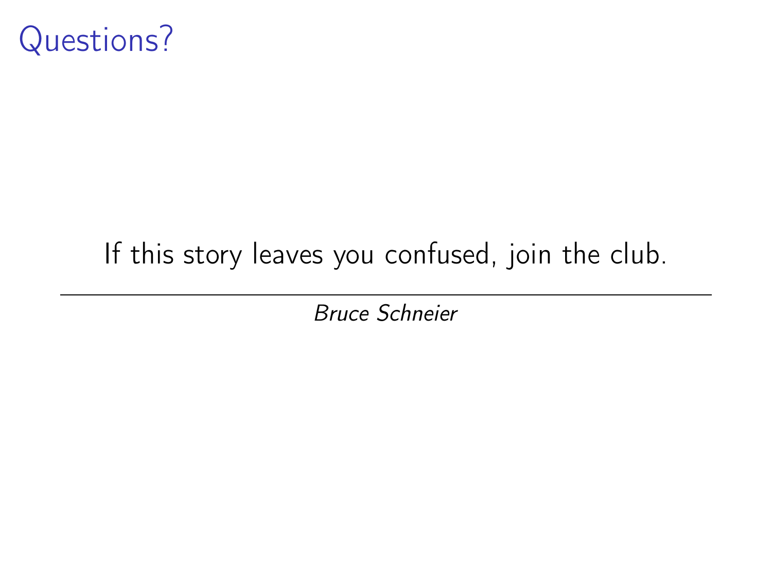# Questions?

If this story leaves you confused, join the club.

---

*Bruce Schneier*